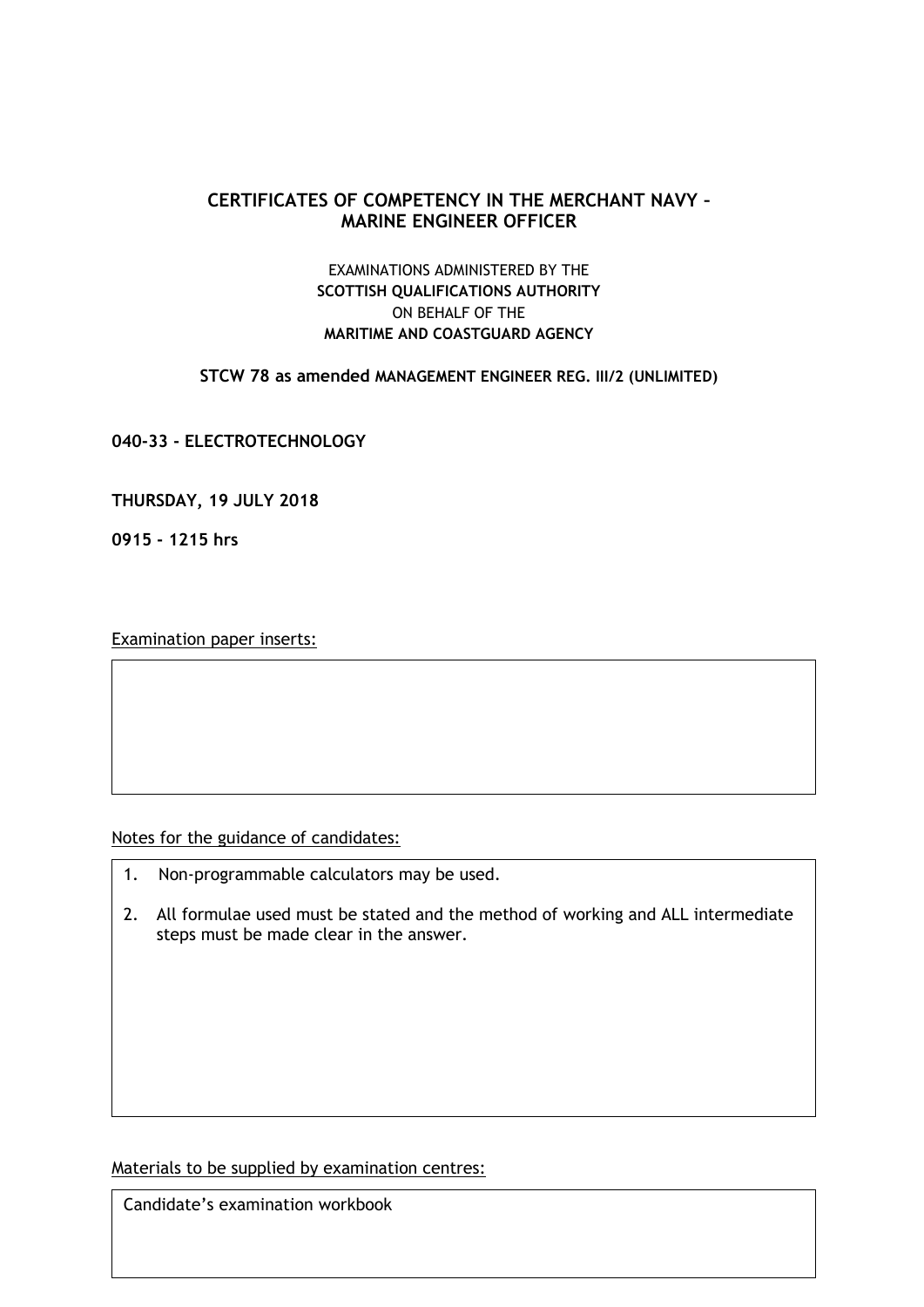## CERTIFICATES OF COMPETENCY IN THE MERCHANT NAVY – MARINE ENGINEER OFFICER

EXAMINATIONS ADMINISTERED BY THE
**SCOTTISH QUALIFICATIONS AUTHORITY**
ON BEHALF OF THE
**MARITIME AND COASTGUARD AGENCY**

**STCW 78 as amended MANAGEMENT ENGINEER REG. III/2 (UNLIMITED)**

**040-33 - ELECTROTECHNOLOGY**

**THURSDAY, 19 JULY 2018**

**0915 - 1215 hrs**

Examination paper inserts:

Notes for the guidance of candidates:

1. Non-programmable calculators may be used.
2. All formulae used must be stated and the method of working and ALL intermediate steps must be made clear in the answer.

Materials to be supplied by examination centres:

Candidate's examination workbook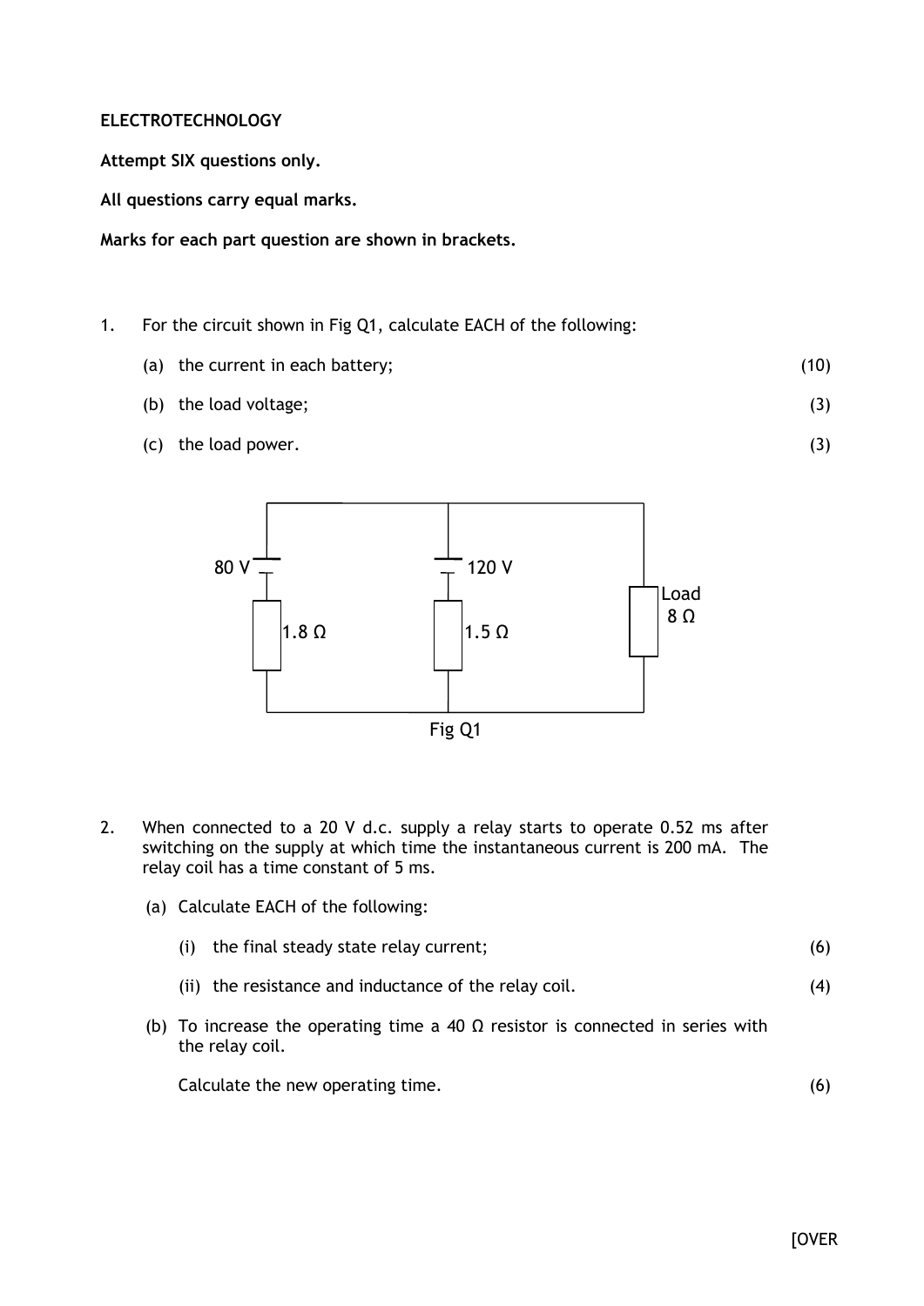**ELECTROTECHNOLOGY**

**Attempt SIX questions only.**

**All questions carry equal marks.**

**Marks for each part question are shown in brackets.**

1. For the circuit shown in Fig Q1, calculate EACH of the following:

   (a) the current in each battery; (10)

   (b) the load voltage; (3)

   (c) the load power. (3)

Fig Q1

2. When connected to a 20 V d.c. supply a relay starts to operate 0.52 ms after switching on the supply at which time the instantaneous current is 200 mA. The relay coil has a time constant of 5 ms.

   (a) Calculate EACH of the following:

   (i) the final steady state relay current; (6)

   (ii) the resistance and inductance of the relay coil. (4)

   (b) To increase the operating time a 40 Ω resistor is connected in series with the relay coil.

   Calculate the new operating time. (6)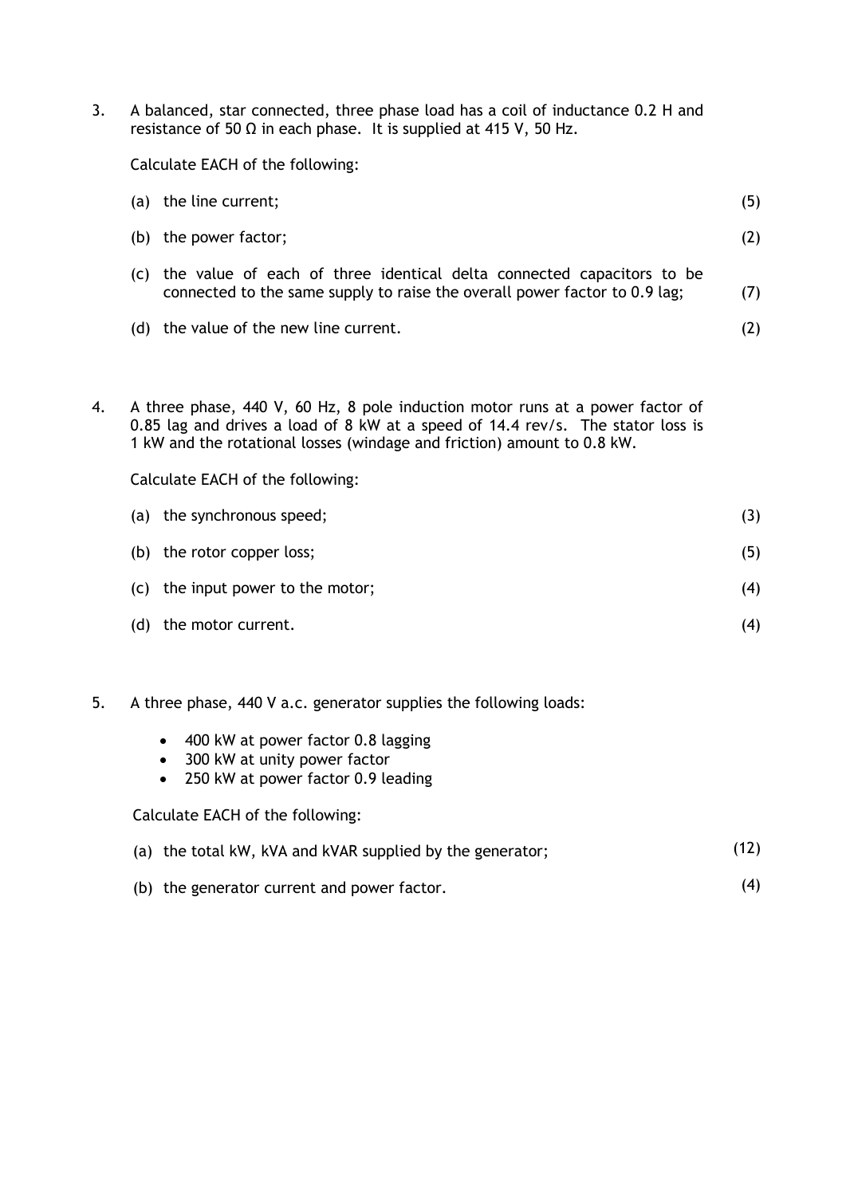3. A balanced, star connected, three phase load has a coil of inductance 0.2 H and resistance of 50 Ω in each phase. It is supplied at 415 V, 50 Hz.

   Calculate EACH of the following:

   (a) the line current; (5)

   (b) the power factor; (2)

   (c) the value of each of three identical delta connected capacitors to be connected to the same supply to raise the overall power factor to 0.9 lag; (7)

   (d) the value of the new line current. (2)

4. A three phase, 440 V, 60 Hz, 8 pole induction motor runs at a power factor of 0.85 lag and drives a load of 8 kW at a speed of 14.4 rev/s. The stator loss is 1 kW and the rotational losses (windage and friction) amount to 0.8 kW.

   Calculate EACH of the following:

   (a) the synchronous speed; (3)

   (b) the rotor copper loss; (5)

   (c) the input power to the motor; (4)

   (d) the motor current. (4)

5. A three phase, 440 V a.c. generator supplies the following loads:

   - 400 kW at power factor 0.8 lagging
   - 300 kW at unity power factor
   - 250 kW at power factor 0.9 leading

   Calculate EACH of the following:

   (a) the total kW, kVA and kVAR supplied by the generator; (12)

   (b) the generator current and power factor. (4)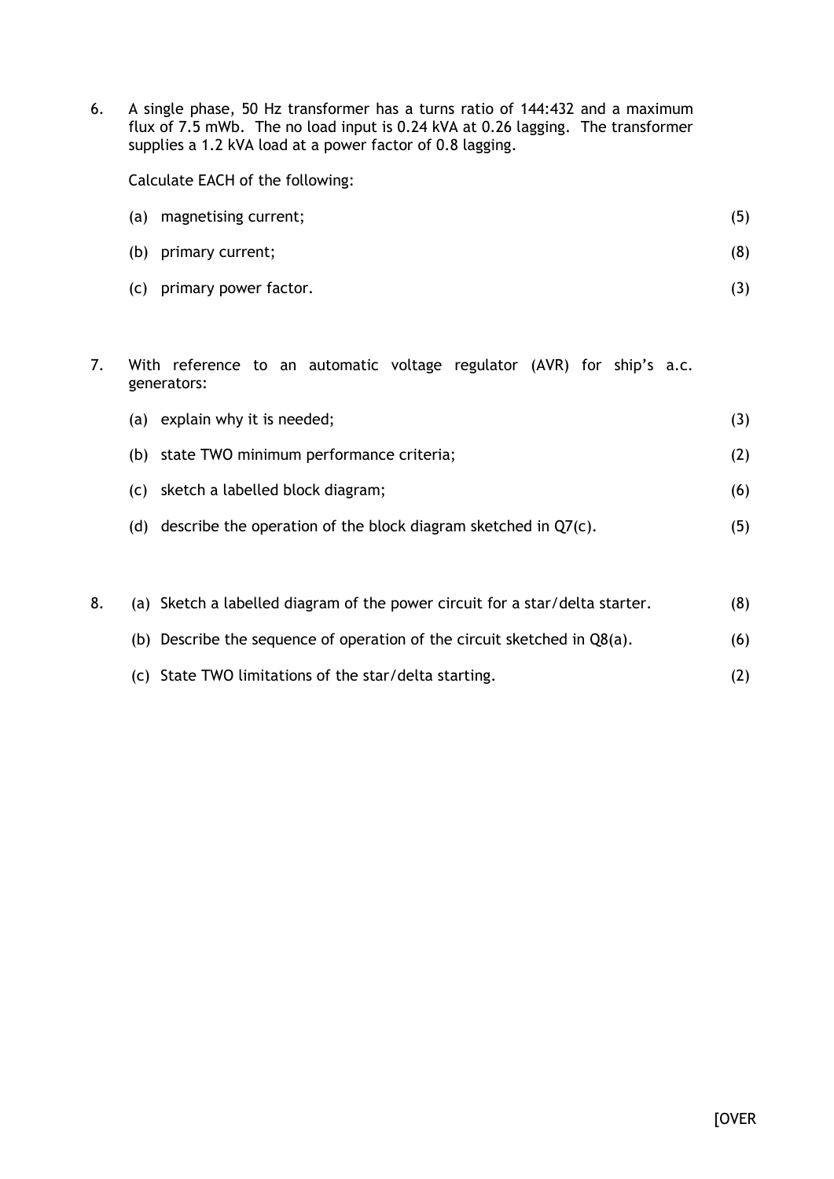6. A single phase, 50 Hz transformer has a turns ratio of 144:432 and a maximum flux of 7.5 mWb. The no load input is 0.24 kVA at 0.26 lagging. The transformer supplies a 1.2 kVA load at a power factor of 0.8 lagging.

   Calculate EACH of the following:

   (a) magnetising current; (5)

   (b) primary current; (8)

   (c) primary power factor. (3)

7. With reference to an automatic voltage regulator (AVR) for ship's a.c. generators:

   (a) explain why it is needed; (3)

   (b) state TWO minimum performance criteria; (2)

   (c) sketch a labelled block diagram; (6)

   (d) describe the operation of the block diagram sketched in Q7(c). (5)

8. (a) Sketch a labelled diagram of the power circuit for a star/delta starter. (8)

   (b) Describe the sequence of operation of the circuit sketched in Q8(a). (6)

   (c) State TWO limitations of the star/delta starting. (2)

[OVER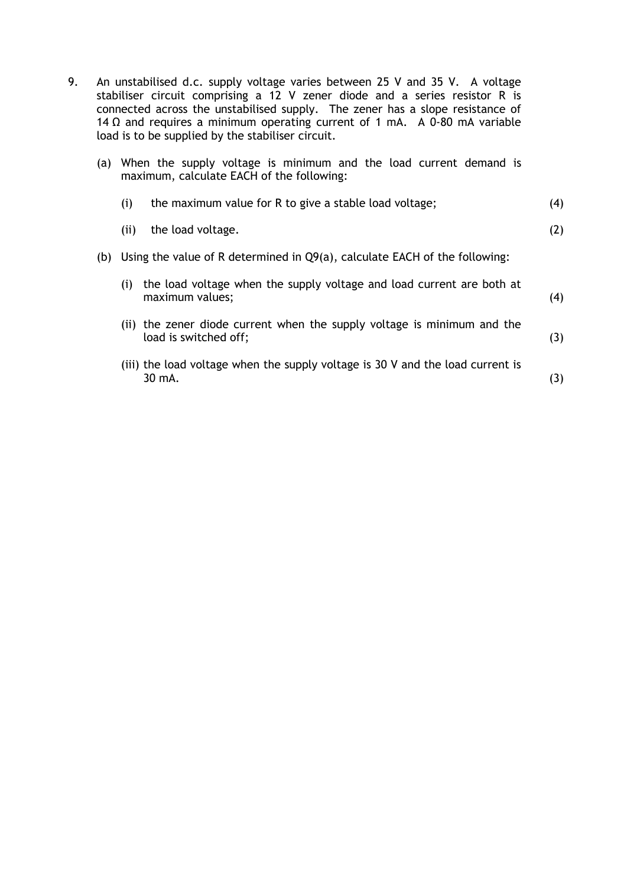9. An unstabilised d.c. supply voltage varies between 25 V and 35 V. A voltage stabiliser circuit comprising a 12 V zener diode and a series resistor R is connected across the unstabilised supply. The zener has a slope resistance of 14 Ω and requires a minimum operating current of 1 mA. A 0-80 mA variable load is to be supplied by the stabiliser circuit.

   (a) When the supply voltage is minimum and the load current demand is maximum, calculate EACH of the following:

      (i) the maximum value for R to give a stable load voltage; (4)

      (ii) the load voltage. (2)

   (b) Using the value of R determined in Q9(a), calculate EACH of the following:

      (i) the load voltage when the supply voltage and load current are both at maximum values; (4)

      (ii) the zener diode current when the supply voltage is minimum and the load is switched off; (3)

      (iii) the load voltage when the supply voltage is 30 V and the load current is 30 mA. (3)